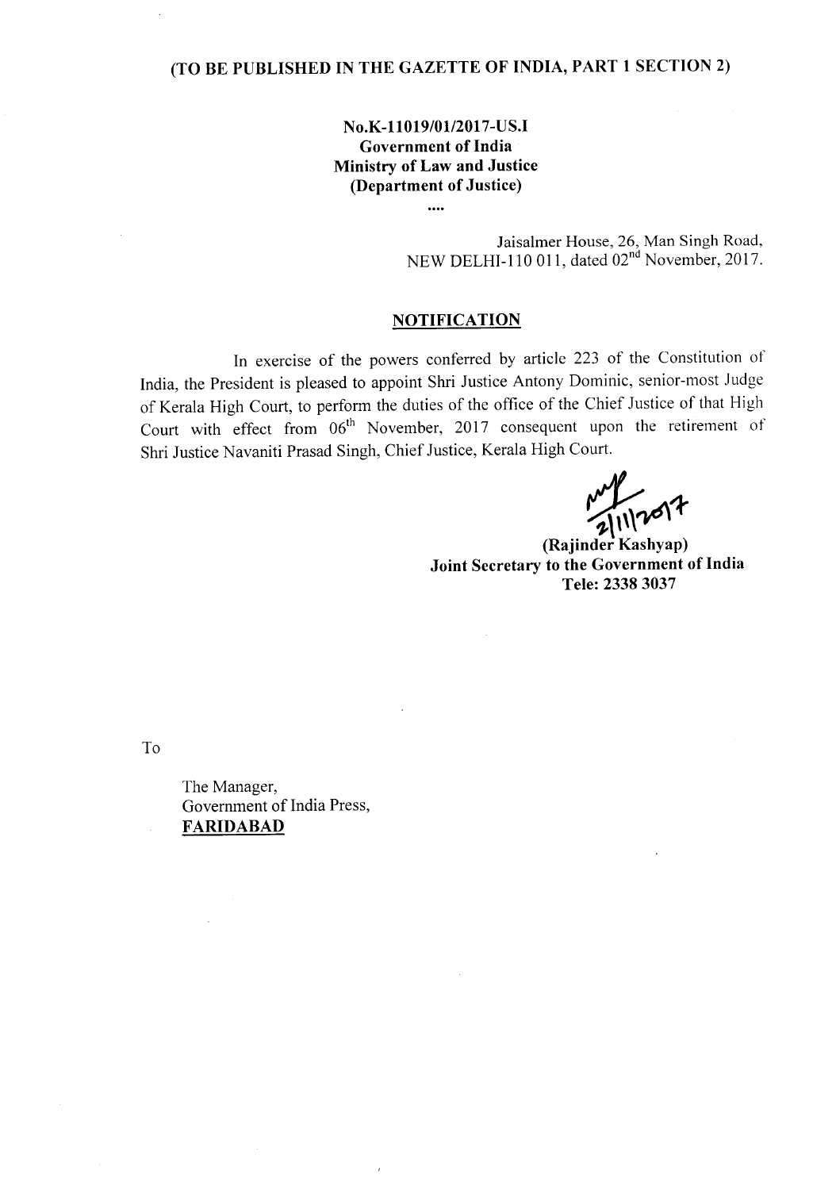**(TO BE PUBLISHED IN THE GAZETTE OF INDIA, PART 1 SECTION 2)**

**No.K-11019/01/2017-US.I**
**Government of India**
**Ministry of Law and Justice**
**(Department of Justice)**

....

Jaisalmer House, 26, Man Singh Road,
NEW DELHI-110 011, dated 02nd November, 2017.

## NOTIFICATION

In exercise of the powers conferred by article 223 of the Constitution of India, the President is pleased to appoint Shri Justice Antony Dominic, senior-most Judge of Kerala High Court, to perform the duties of the office of the Chief Justice of that High Court with effect from 06th November, 2017 consequent upon the retirement of Shri Justice Navaniti Prasad Singh, Chief Justice, Kerala High Court.

2/11/2017

**(Rajinder Kashyap)**
**Joint Secretary to the Government of India**
**Tele: 2338 3037**

To

The Manager,
Government of India Press,
**FARIDABAD**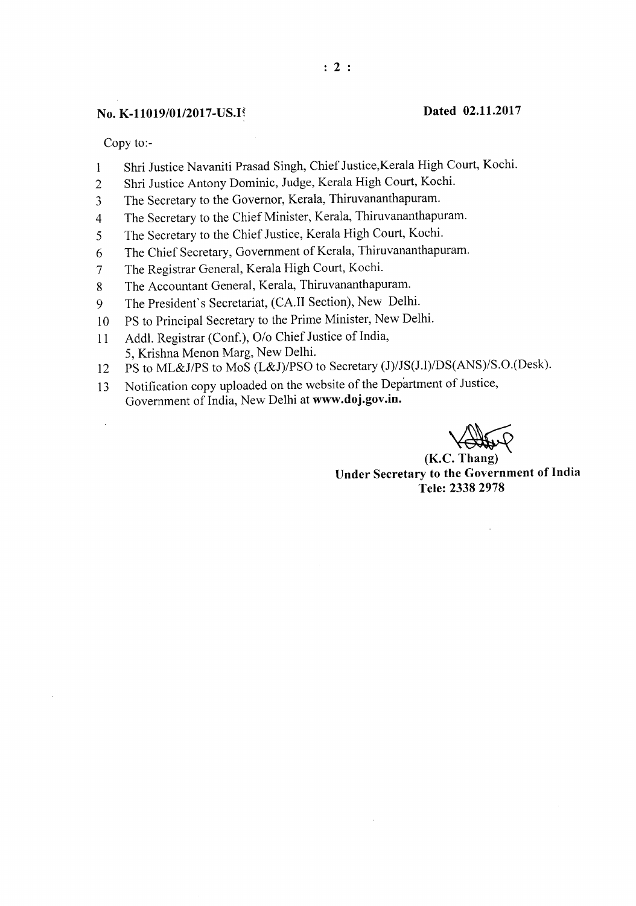**No. K-11019/01/2017-US.I** **Dated 02.11.2017**

Copy to:-

1. Shri Justice Navaniti Prasad Singh, Chief Justice,Kerala High Court, Kochi.
2. Shri Justice Antony Dominic, Judge, Kerala High Court, Kochi.
3. The Secretary to the Governor, Kerala, Thiruvananthapuram.
4. The Secretary to the Chief Minister, Kerala, Thiruvananthapuram.
5. The Secretary to the Chief Justice, Kerala High Court, Kochi.
6. The Chief Secretary, Government of Kerala, Thiruvananthapuram.
7. The Registrar General, Kerala High Court, Kochi.
8. The Accountant General, Kerala, Thiruvananthapuram.
9. The President's Secretariat, (CA.II Section), New Delhi.
10. PS to Principal Secretary to the Prime Minister, New Delhi.
11. Addl. Registrar (Conf.), O/o Chief Justice of India, 5, Krishna Menon Marg, New Delhi.
12. PS to ML&J/PS to MoS (L&J)/PSO to Secretary (J)/JS(J.I)/DS(ANS)/S.O.(Desk).
13. Notification copy uploaded on the website of the Department of Justice, Government of India, New Delhi at **www.doj.gov.in.**

**(K.C. Thang)**
**Under Secretary to the Government of India**
**Tele: 2338 2978**